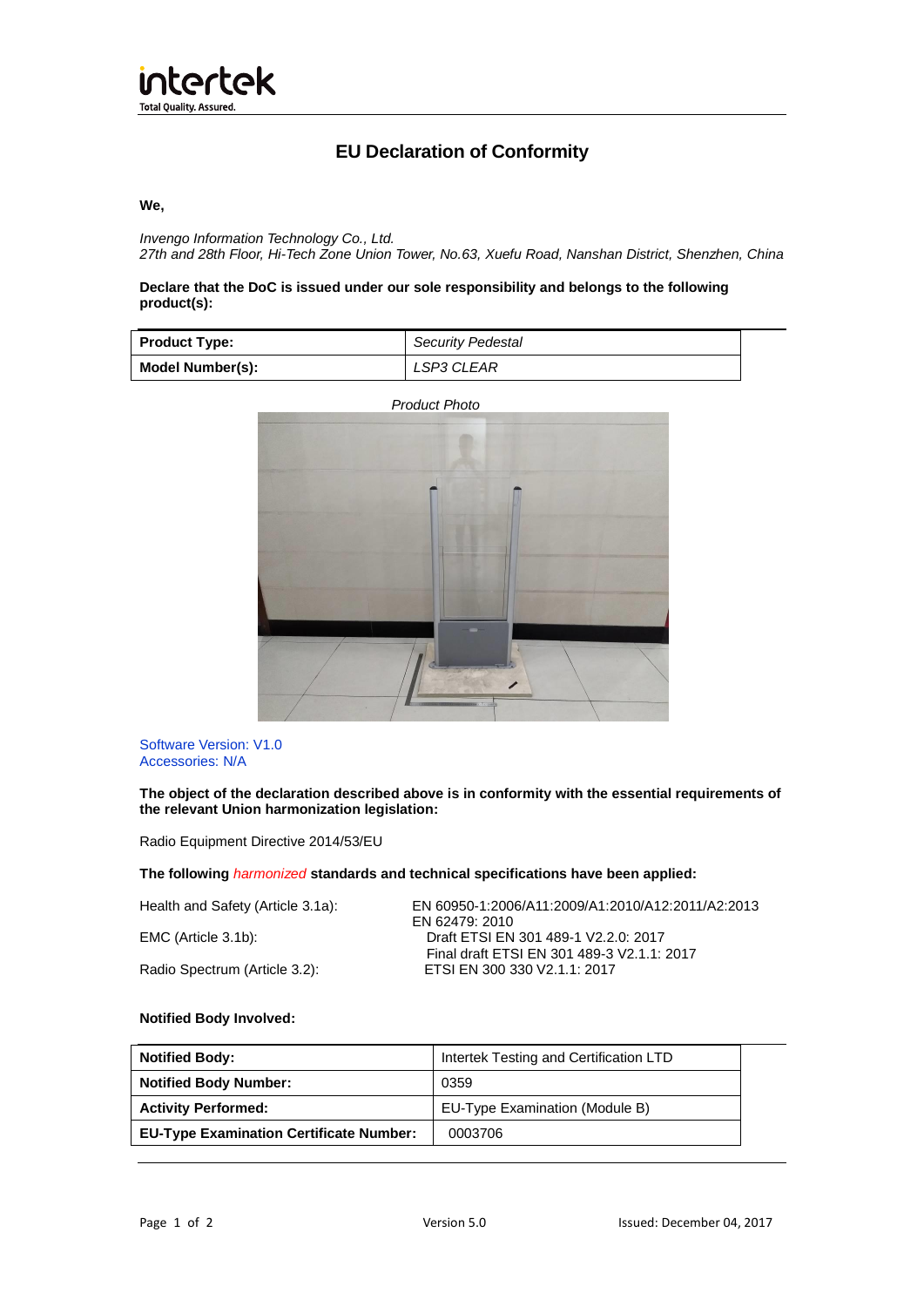# EU Declaration of Conformity

**We,**

*Invengo Information Technology Co., Ltd.*
*27th and 28th Floor, Hi-Tech Zone Union Tower, No.63, Xuefu Road, Nanshan District, Shenzhen, China*

**Declare that the DoC is issued under our sole responsibility and belongs to the following product(s):**

| **Product Type:** | *Security Pedestal* |
|---|---|
| **Model Number(s):** | *LSP3 CLEAR* |

*Product Photo*

Software Version: V1.0
Accessories: N/A

**The object of the declaration described above is in conformity with the essential requirements of the relevant Union harmonization legislation:**

Radio Equipment Directive 2014/53/EU

**The following** *harmonized* **standards and technical specifications have been applied:**

| | |
|---|---|
| Health and Safety (Article 3.1a): | EN 60950-1:2006/A11:2009/A1:2010/A12:2011/A2:2013<br>EN 62479: 2010 |
| EMC (Article 3.1b): | Draft ETSI EN 301 489-1 V2.2.0: 2017<br>Final draft ETSI EN 301 489-3 V2.1.1: 2017 |
| Radio Spectrum (Article 3.2): | ETSI EN 300 330 V2.1.1: 2017 |

**Notified Body Involved:**

| **Notified Body:** | Intertek Testing and Certification LTD |
|---|---|
| **Notified Body Number:** | 0359 |
| **Activity Performed:** | EU-Type Examination (Module B) |
| **EU-Type Examination Certificate Number:** | 0003706 |

Version 5.0 — Issued: December 04, 2017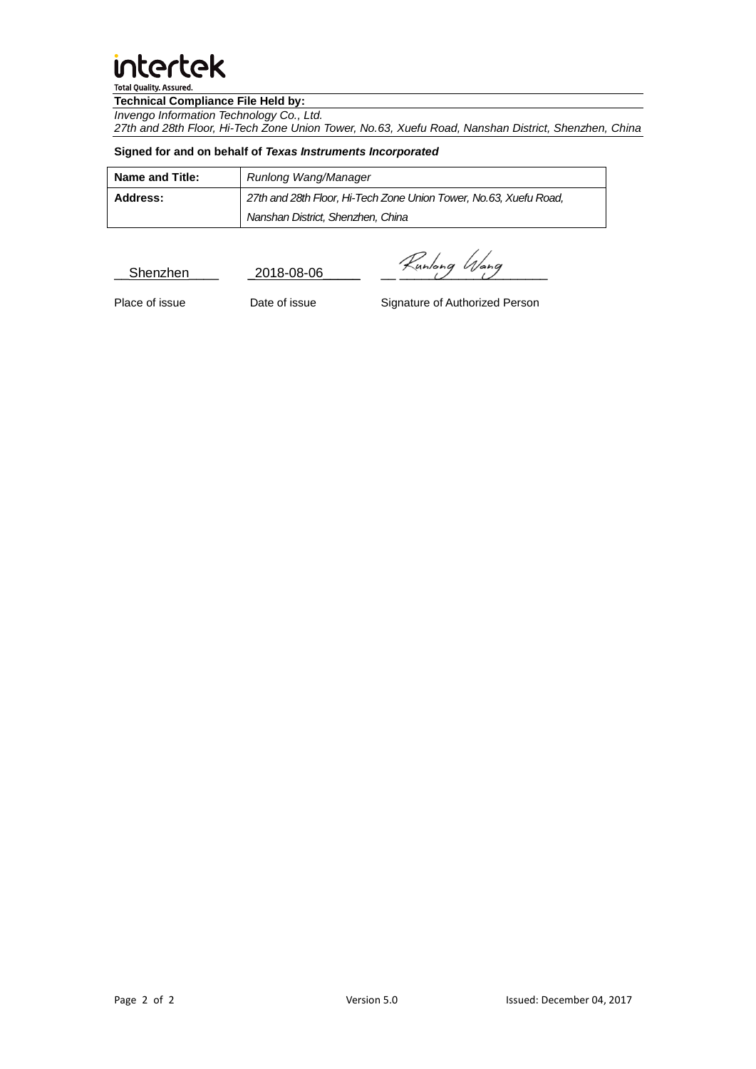intertek
Total Quality. Assured.

**Technical Compliance File Held by:**

*Invengo Information Technology Co., Ltd.*
*27th and 28th Floor, Hi-Tech Zone Union Tower, No.63, Xuefu Road, Nanshan District, Shenzhen, China*

**Signed for and on behalf of *Texas Instruments Incorporated***

| | |
|---|---|
| **Name and Title:** | *Runlong Wang/Manager* |
| **Address:** | *27th and 28th Floor, Hi-Tech Zone Union Tower, No.63, Xuefu Road, Nanshan District, Shenzhen, China* |

| | | |
|---|---|---|
| Shenzhen | 2018-08-06 | Runlong Wang |
| Place of issue | Date of issue | Signature of Authorized Person |

Version 5.0 Issued: December 04, 2017